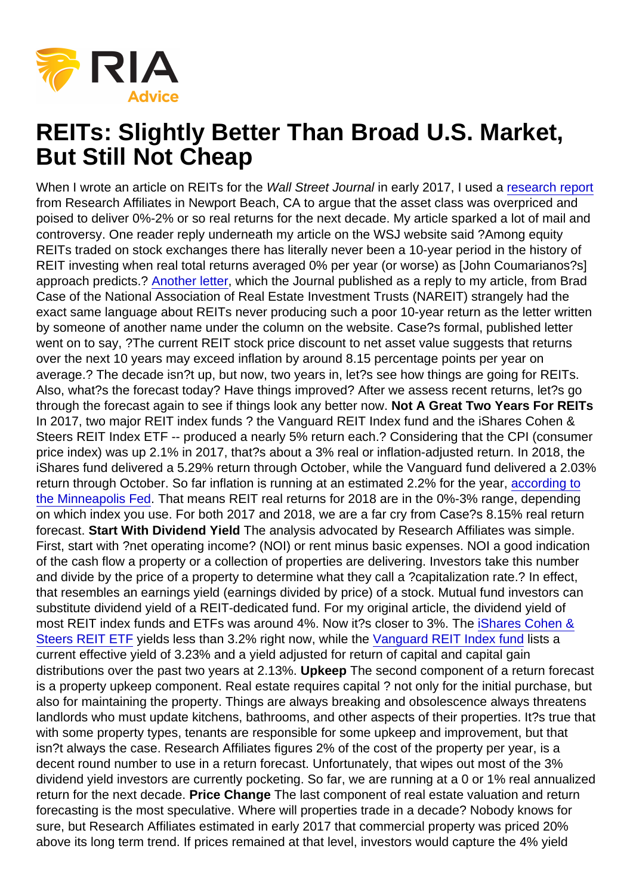# REITs: Slightly Better Than Broad U.S. Market, But Still Not Cheap

When I wrote an article on REITs for the *Wall Street Journal* in early 2017, I used a research report from Research Affiliates in Newport Beach, CA to argue that the asset class was overpriced and poised to deliver 0%-2% or so real returns for the next decade. My article sparked a lot of mail and controversy. One reader reply underneath my article on the WSJ website said ?Among equity REITs traded on stock exchanges there has literally never been a 10-year period in the history of REIT investing when real total returns averaged 0% per year (or worse) as [John Coumarianos?s] approach predicts.? Another letter, which the Journal published as a reply to my article, from Brad Case of the National Association of Real Estate Investment Trusts (NAREIT) strangely had the exact same language about REITs never producing such a poor 10-year return as the letter written by someone of another name under the column on the website. Case?s formal, published letter went on to say, ?The current REIT stock price discount to net asset value suggests that returns over the next 10 years may exceed inflation by around 8.15 percentage points per year on average.? The decade isn?t up, but now, two years in, let?s see how things are going for REITs. Also, what?s the forecast today? Have things improved? After we assess recent returns, let?s go through the forecast again to see if things look any better now. **Not A Great Two Years For REITs** In 2017, two major REIT index funds ? the Vanguard REIT Index fund and the iShares Cohen & Steers REIT Index ETF -- produced a nearly 5% return each.? Considering that the CPI (consumer price index) was up 2.1% in 2017, that?s about a 3% real or inflation-adjusted return. In 2018, the iShares fund delivered a 5.29% return through October, while the Vanguard fund delivered a 2.03% return through October. So far inflation is running at an estimated 2.2% for the year, according to the Minneapolis Fed. That means REIT real returns for 2018 are in the 0%-3% range, depending on which index you use. For both 2017 and 2018, we are a far cry from Case?s 8.15% real return forecast. **Start With Dividend Yield** The analysis advocated by Research Affiliates was simple. First, start with ?net operating income? (NOI) or rent minus basic expenses. NOI a good indication of the cash flow a property or a collection of properties are delivering. Investors take this number and divide by the price of a property to determine what they call a ?capitalization rate.? In effect, that resembles an earnings yield (earnings divided by price) of a stock. Mutual fund investors can substitute dividend yield of a REIT-dedicated fund. For my original article, the dividend yield of most REIT index funds and ETFs was around 4%. Now it?s closer to 3%. The iShares Cohen & Steers REIT ETF yields less than 3.2% right now, while the Vanguard REIT Index fund lists a current effective yield of 3.23% and a yield adjusted for return of capital and capital gain distributions over the past two years at 2.13%. **Upkeep** The second component of a return forecast is a property upkeep component. Real estate requires capital ? not only for the initial purchase, but also for maintaining the property. Things are always breaking and obsolescence always threatens landlords who must update kitchens, bathrooms, and other aspects of their properties. It?s true that with some property types, tenants are responsible for some upkeep and improvement, but that isn?t always the case. Research Affiliates figures 2% of the cost of the property per year, is a decent round number to use in a return forecast. Unfortunately, that wipes out most of the 3% dividend yield investors are currently pocketing. So far, we are running at a 0 or 1% real annualized return for the next decade. **Price Change** The last component of real estate valuation and return forecasting is the most speculative. Where will properties trade in a decade? Nobody knows for sure, but Research Affiliates estimated in early 2017 that commercial property was priced 20% above its long term trend. If prices remained at that level, investors would capture the 4% yield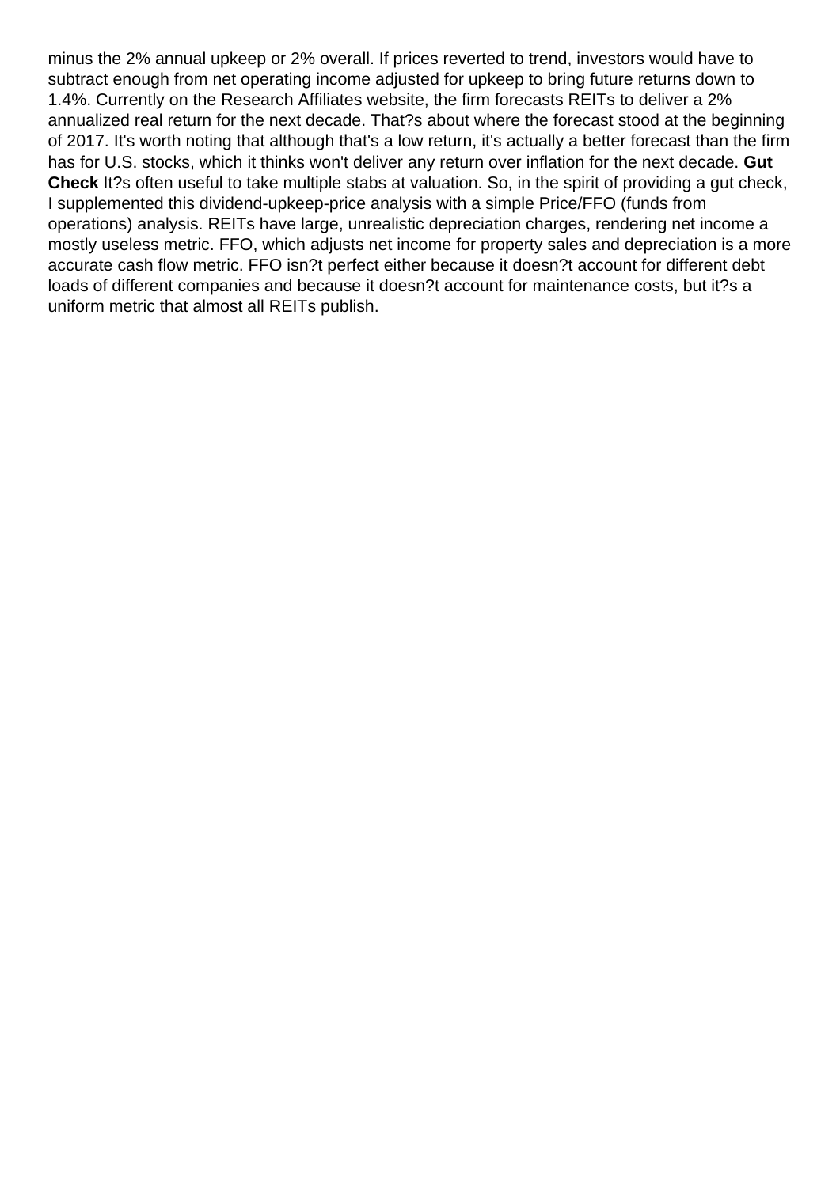minus the 2% annual upkeep or 2% overall. If prices reverted to trend, investors would have to subtract enough from net operating income adjusted for upkeep to bring future returns down to 1.4%. Currently on the Research Affiliates website, the firm forecasts REITs to deliver a 2% annualized real return for the next decade. That?s about where the forecast stood at the beginning of 2017. It's worth noting that although that's a low return, it's actually a better forecast than the firm has for U.S. stocks, which it thinks won't deliver any return over inflation for the next decade. **Gut Check** It?s often useful to take multiple stabs at valuation. So, in the spirit of providing a gut check, I supplemented this dividend-upkeep-price analysis with a simple Price/FFO (funds from operations) analysis. REITs have large, unrealistic depreciation charges, rendering net income a mostly useless metric. FFO, which adjusts net income for property sales and depreciation is a more accurate cash flow metric. FFO isn?t perfect either because it doesn?t account for different debt loads of different companies and because it doesn?t account for maintenance costs, but it?s a uniform metric that almost all REITs publish.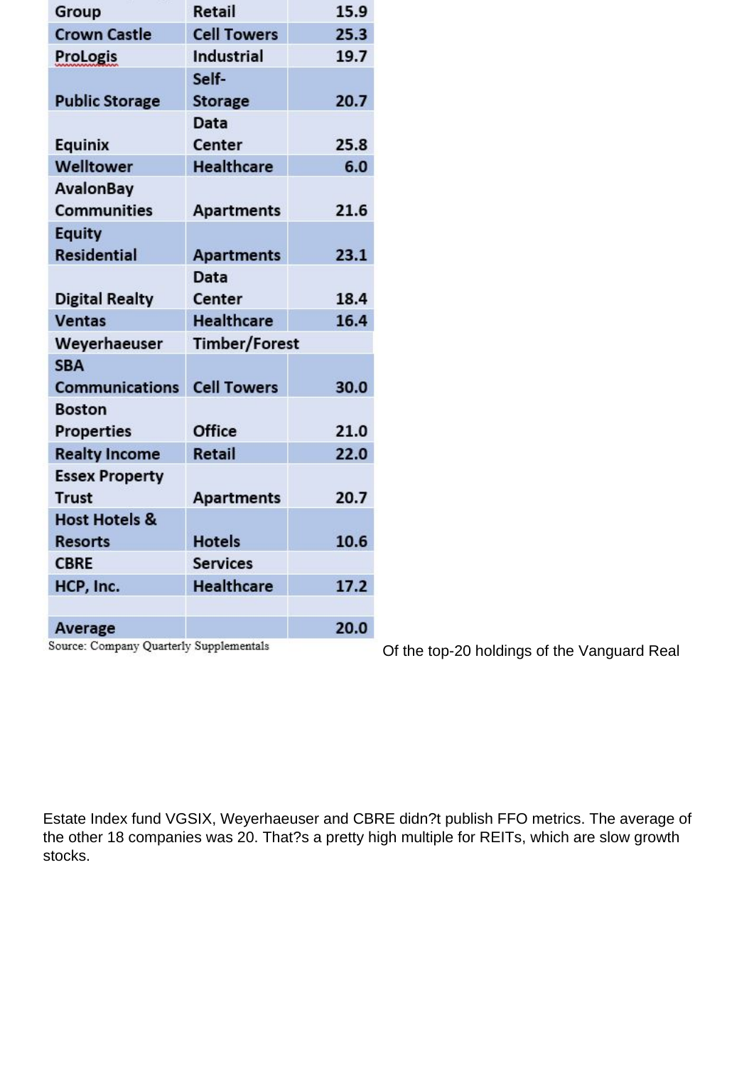| | | |
|---|---|---|
| Group | Retail | 15.9 |
| Crown Castle | Cell Towers | 25.3 |
| ProLogis | Industrial | 19.7 |
| Public Storage | Self-Storage | 20.7 |
| Equinix | Data Center | 25.8 |
| Welltower | Healthcare | 6.0 |
| AvalonBay Communities | Apartments | 21.6 |
| Equity Residential | Apartments | 23.1 |
| Digital Realty | Data Center | 18.4 |
| Ventas | Healthcare | 16.4 |
| Weyerhaeuser | Timber/Forest | |
| SBA Communications | Cell Towers | 30.0 |
| Boston Properties | Office | 21.0 |
| Realty Income | Retail | 22.0 |
| Essex Property Trust | Apartments | 20.7 |
| Host Hotels & Resorts | Hotels | 10.6 |
| CBRE | Services | |
| HCP, Inc. | Healthcare | 17.2 |
| | | |
| Average | | 20.0 |

Source: Company Quarterly Supplementals

Of the top-20 holdings of the Vanguard Real Estate Index fund VGSIX, Weyerhaeuser and CBRE didn?t publish FFO metrics. The average of the other 18 companies was 20. That?s a pretty high multiple for REITs, which are slow growth stocks.